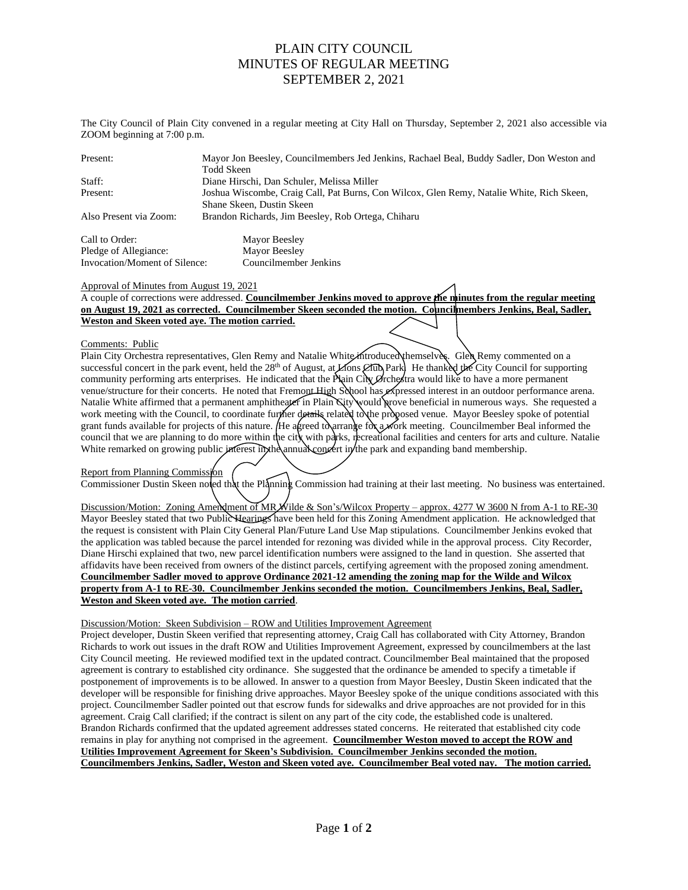# PLAIN CITY COUNCIL
# MINUTES OF REGULAR MEETING
# SEPTEMBER 2, 2021

The City Council of Plain City convened in a regular meeting at City Hall on Thursday, September 2, 2021 also accessible via ZOOM beginning at 7:00 p.m.

| | |
|---|---|
| Present: | Mayor Jon Beesley, Councilmembers Jed Jenkins, Rachael Beal, Buddy Sadler, Don Weston and Todd Skeen |
| Staff: | Diane Hirschi, Dan Schuler, Melissa Miller |
| Present: | Joshua Wiscombe, Craig Call, Pat Burns, Con Wilcox, Glen Remy, Natalie White, Rich Skeen, Shane Skeen, Dustin Skeen |
| Also Present via Zoom: | Brandon Richards, Jim Beesley, Rob Ortega, Chiharu |

| | |
|---|---|
| Call to Order: | Mayor Beesley |
| Pledge of Allegiance: | Mayor Beesley |
| Invocation/Moment of Silence: | Councilmember Jenkins |

Approval of Minutes from August 19, 2021

A couple of corrections were addressed. **Councilmember Jenkins moved to approve the minutes from the regular meeting on August 19, 2021 as corrected. Councilmember Skeen seconded the motion. Councilmembers Jenkins, Beal, Sadler, Weston and Skeen voted aye. The motion carried.**

Comments: Public

Plain City Orchestra representatives, Glen Remy and Natalie White introduced themselves. Glen Remy commented on a successful concert in the park event, held the 28th of August, at Lions Club Park. He thanked the City Council for supporting community performing arts enterprises. He indicated that the Plain City Orchestra would like to have a more permanent venue/structure for their concerts. He noted that Fremont High School has expressed interest in an outdoor performance arena. Natalie White affirmed that a permanent amphitheater in Plain City would prove beneficial in numerous ways. She requested a work meeting with the Council, to coordinate further details related to the proposed venue. Mayor Beesley spoke of potential grant funds available for projects of this nature. He agreed to arrange for a work meeting. Councilmember Beal informed the council that we are planning to do more within the city with parks, recreational facilities and centers for arts and culture. Natalie White remarked on growing public interest in the annual concert in the park and expanding band membership.

Report from Planning Commission

Commissioner Dustin Skeen noted that the Planning Commission had training at their last meeting. No business was entertained.

Discussion/Motion: Zoning Amendment of MR Wilde & Son's/Wilcox Property – approx. 4277 W 3600 N from A-1 to RE-30

Mayor Beesley stated that two Public Hearings have been held for this Zoning Amendment application. He acknowledged that the request is consistent with Plain City General Plan/Future Land Use Map stipulations. Councilmember Jenkins evoked that the application was tabled because the parcel intended for rezoning was divided while in the approval process. City Recorder, Diane Hirschi explained that two, new parcel identification numbers were assigned to the land in question. She asserted that affidavits have been received from owners of the distinct parcels, certifying agreement with the proposed zoning amendment. **Councilmember Sadler moved to approve Ordinance 2021-12 amending the zoning map for the Wilde and Wilcox property from A-1 to RE-30. Councilmember Jenkins seconded the motion. Councilmembers Jenkins, Beal, Sadler, Weston and Skeen voted aye. The motion carried**.

Discussion/Motion: Skeen Subdivision – ROW and Utilities Improvement Agreement

Project developer, Dustin Skeen verified that representing attorney, Craig Call has collaborated with City Attorney, Brandon Richards to work out issues in the draft ROW and Utilities Improvement Agreement, expressed by councilmembers at the last City Council meeting. He reviewed modified text in the updated contract. Councilmember Beal maintained that the proposed agreement is contrary to established city ordinance. She suggested that the ordinance be amended to specify a timetable if postponement of improvements is to be allowed. In answer to a question from Mayor Beesley, Dustin Skeen indicated that the developer will be responsible for finishing drive approaches. Mayor Beesley spoke of the unique conditions associated with this project. Councilmember Sadler pointed out that escrow funds for sidewalks and drive approaches are not provided for in this agreement. Craig Call clarified; if the contract is silent on any part of the city code, the established code is unaltered. Brandon Richards confirmed that the updated agreement addresses stated concerns. He reiterated that established city code remains in play for anything not comprised in the agreement. **Councilmember Weston moved to accept the ROW and Utilities Improvement Agreement for Skeen's Subdivision. Councilmember Jenkins seconded the motion. Councilmembers Jenkins, Sadler, Weston and Skeen voted aye. Councilmember Beal voted nay. The motion carried.**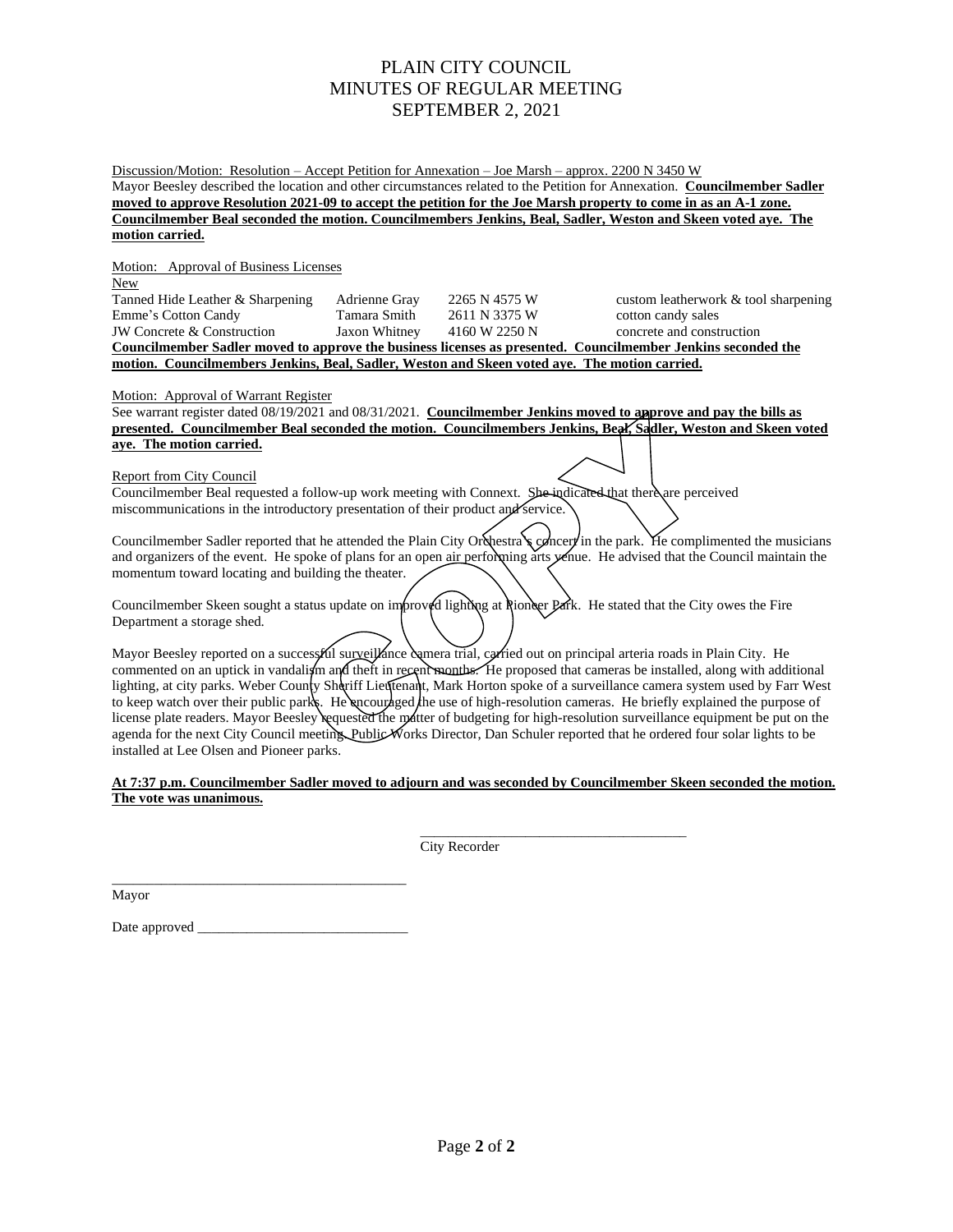# PLAIN CITY COUNCIL
# MINUTES OF REGULAR MEETING
# SEPTEMBER 2, 2021

Discussion/Motion: Resolution – Accept Petition for Annexation – Joe Marsh – approx. 2200 N 3450 W

Mayor Beesley described the location and other circumstances related to the Petition for Annexation. **Councilmember Sadler moved to approve Resolution 2021-09 to accept the petition for the Joe Marsh property to come in as an A-1 zone. Councilmember Beal seconded the motion. Councilmembers Jenkins, Beal, Sadler, Weston and Skeen voted aye. The motion carried.**

Motion: Approval of Business Licenses

New

| | | | |
|---|---|---|---|
| Tanned Hide Leather & Sharpening | Adrienne Gray | 2265 N 4575 W | custom leatherwork & tool sharpening |
| Emme's Cotton Candy | Tamara Smith | 2611 N 3375 W | cotton candy sales |
| JW Concrete & Construction | Jaxon Whitney | 4160 W 2250 N | concrete and construction |

**Councilmember Sadler moved to approve the business licenses as presented. Councilmember Jenkins seconded the motion. Councilmembers Jenkins, Beal, Sadler, Weston and Skeen voted aye. The motion carried.**

Motion: Approval of Warrant Register

See warrant register dated 08/19/2021 and 08/31/2021. **Councilmember Jenkins moved to approve and pay the bills as presented. Councilmember Beal seconded the motion. Councilmembers Jenkins, Beal, Sadler, Weston and Skeen voted aye. The motion carried.**

Report from City Council

Councilmember Beal requested a follow-up work meeting with Connext. She indicated that there are perceived miscommunications in the introductory presentation of their product and service.

Councilmember Sadler reported that he attended the Plain City Orchestra's concert in the park. He complimented the musicians and organizers of the event. He spoke of plans for an open air performing arts venue. He advised that the Council maintain the momentum toward locating and building the theater.

Councilmember Skeen sought a status update on improved lighting at Pioneer Park. He stated that the City owes the Fire Department a storage shed.

Mayor Beesley reported on a successful surveillance camera trial, carried out on principal arteria roads in Plain City. He commented on an uptick in vandalism and theft in recent months. He proposed that cameras be installed, along with additional lighting, at city parks. Weber County Sheriff Lieutenant, Mark Horton spoke of a surveillance camera system used by Farr West to keep watch over their public parks. He encouraged the use of high-resolution cameras. He briefly explained the purpose of license plate readers. Mayor Beesley requested the matter of budgeting for high-resolution surveillance equipment be put on the agenda for the next City Council meeting. Public Works Director, Dan Schuler reported that he ordered four solar lights to be installed at Lee Olsen and Pioneer parks.

**At 7:37 p.m. Councilmember Sadler moved to adjourn and was seconded by Councilmember Skeen seconded the motion. The vote was unanimous.**

_____________________________________
City Recorder

_________________________________________
Mayor

Date approved _____________________________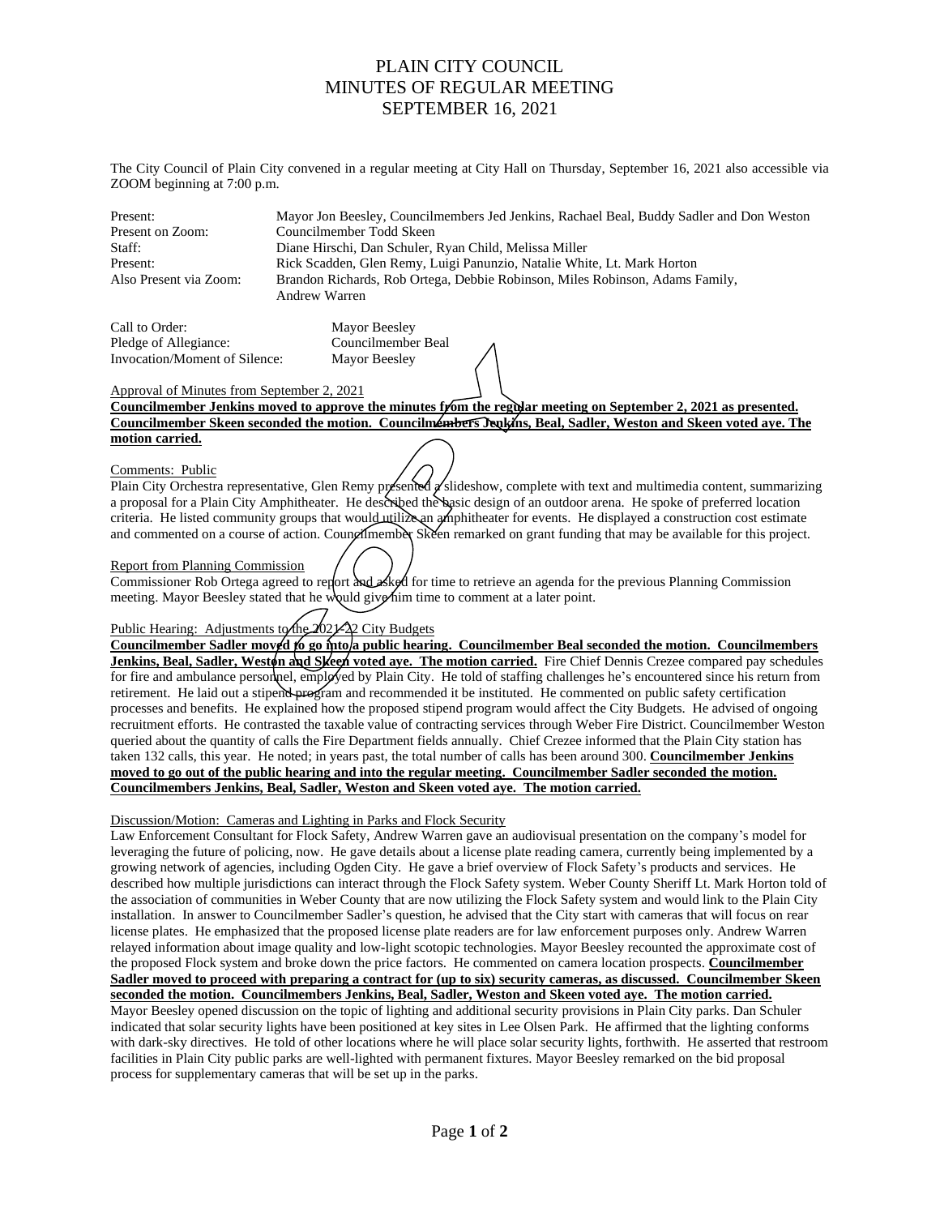# PLAIN CITY COUNCIL
# MINUTES OF REGULAR MEETING
# SEPTEMBER 16, 2021

The City Council of Plain City convened in a regular meeting at City Hall on Thursday, September 16, 2021 also accessible via ZOOM beginning at 7:00 p.m.

| | |
|---|---|
| Present: | Mayor Jon Beesley, Councilmembers Jed Jenkins, Rachael Beal, Buddy Sadler and Don Weston |
| Present on Zoom: | Councilmember Todd Skeen |
| Staff: | Diane Hirschi, Dan Schuler, Ryan Child, Melissa Miller |
| Present: | Rick Scadden, Glen Remy, Luigi Panunzio, Natalie White, Lt. Mark Horton |
| Also Present via Zoom: | Brandon Richards, Rob Ortega, Debbie Robinson, Miles Robinson, Adams Family, Andrew Warren |

| | |
|---|---|
| Call to Order: | Mayor Beesley |
| Pledge of Allegiance: | Councilmember Beal |
| Invocation/Moment of Silence: | Mayor Beesley |

Approval of Minutes from September 2, 2021

**Councilmember Jenkins moved to approve the minutes from the regular meeting on September 2, 2021 as presented. Councilmember Skeen seconded the motion. Councilmembers Jenkins, Beal, Sadler, Weston and Skeen voted aye. The motion carried.**

Comments: Public

Plain City Orchestra representative, Glen Remy presented a slideshow, complete with text and multimedia content, summarizing a proposal for a Plain City Amphitheater. He described the basic design of an outdoor arena. He spoke of preferred location criteria. He listed community groups that would utilize an amphitheater for events. He displayed a construction cost estimate and commented on a course of action. Councilmember Skeen remarked on grant funding that may be available for this project.

Report from Planning Commission

Commissioner Rob Ortega agreed to report and asked for time to retrieve an agenda for the previous Planning Commission meeting. Mayor Beesley stated that he would give him time to comment at a later point.

Public Hearing: Adjustments to the 2021-22 City Budgets

**Councilmember Sadler moved to go into a public hearing. Councilmember Beal seconded the motion. Councilmembers Jenkins, Beal, Sadler, Weston and Skeen voted aye. The motion carried.** Fire Chief Dennis Crezee compared pay schedules for fire and ambulance personnel, employed by Plain City. He told of staffing challenges he's encountered since his return from retirement. He laid out a stipend program and recommended it be instituted. He commented on public safety certification processes and benefits. He explained how the proposed stipend program would affect the City Budgets. He advised of ongoing recruitment efforts. He contrasted the taxable value of contracting services through Weber Fire District. Councilmember Weston queried about the quantity of calls the Fire Department fields annually. Chief Crezee informed that the Plain City station has taken 132 calls, this year. He noted; in years past, the total number of calls has been around 300. **Councilmember Jenkins moved to go out of the public hearing and into the regular meeting. Councilmember Sadler seconded the motion. Councilmembers Jenkins, Beal, Sadler, Weston and Skeen voted aye. The motion carried.**

Discussion/Motion: Cameras and Lighting in Parks and Flock Security

Law Enforcement Consultant for Flock Safety, Andrew Warren gave an audiovisual presentation on the company's model for leveraging the future of policing, now. He gave details about a license plate reading camera, currently being implemented by a growing network of agencies, including Ogden City. He gave a brief overview of Flock Safety's products and services. He described how multiple jurisdictions can interact through the Flock Safety system. Weber County Sheriff Lt. Mark Horton told of the association of communities in Weber County that are now utilizing the Flock Safety system and would link to the Plain City installation. In answer to Councilmember Sadler's question, he advised that the City start with cameras that will focus on rear license plates. He emphasized that the proposed license plate readers are for law enforcement purposes only. Andrew Warren relayed information about image quality and low-light scotopic technologies. Mayor Beesley recounted the approximate cost of the proposed Flock system and broke down the price factors. He commented on camera location prospects. **Councilmember Sadler moved to proceed with preparing a contract for (up to six) security cameras, as discussed. Councilmember Skeen seconded the motion. Councilmembers Jenkins, Beal, Sadler, Weston and Skeen voted aye. The motion carried.**

Mayor Beesley opened discussion on the topic of lighting and additional security provisions in Plain City parks. Dan Schuler indicated that solar security lights have been positioned at key sites in Lee Olsen Park. He affirmed that the lighting conforms with dark-sky directives. He told of other locations where he will place solar security lights, forthwith. He asserted that restroom facilities in Plain City public parks are well-lighted with permanent fixtures. Mayor Beesley remarked on the bid proposal process for supplementary cameras that will be set up in the parks.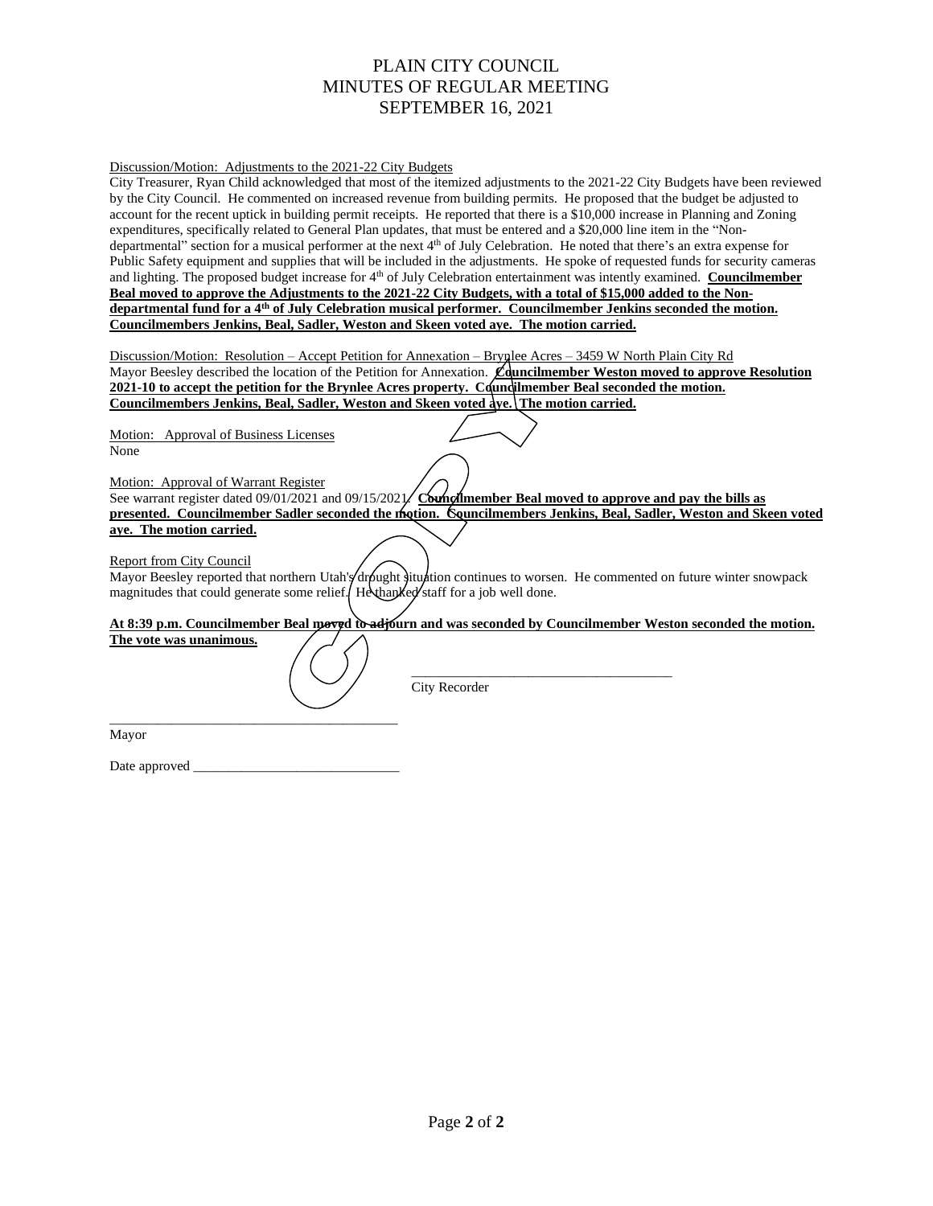# PLAIN CITY COUNCIL
# MINUTES OF REGULAR MEETING
# SEPTEMBER 16, 2021

Discussion/Motion: Adjustments to the 2021-22 City Budgets

City Treasurer, Ryan Child acknowledged that most of the itemized adjustments to the 2021-22 City Budgets have been reviewed by the City Council. He commented on increased revenue from building permits. He proposed that the budget be adjusted to account for the recent uptick in building permit receipts. He reported that there is a $10,000 increase in Planning and Zoning expenditures, specifically related to General Plan updates, that must be entered and a $20,000 line item in the "Non-departmental" section for a musical performer at the next 4th of July Celebration. He noted that there's an extra expense for Public Safety equipment and supplies that will be included in the adjustments. He spoke of requested funds for security cameras and lighting. The proposed budget increase for 4th of July Celebration entertainment was intently examined. **Councilmember Beal moved to approve the Adjustments to the 2021-22 City Budgets, with a total of $15,000 added to the Non-departmental fund for a 4th of July Celebration musical performer. Councilmember Jenkins seconded the motion. Councilmembers Jenkins, Beal, Sadler, Weston and Skeen voted aye. The motion carried.**

Discussion/Motion: Resolution – Accept Petition for Annexation – Brynlee Acres – 3459 W North Plain City Rd

Mayor Beesley described the location of the Petition for Annexation. **Councilmember Weston moved to approve Resolution 2021-10 to accept the petition for the Brynlee Acres property. Councilmember Beal seconded the motion. Councilmembers Jenkins, Beal, Sadler, Weston and Skeen voted aye. The motion carried.**

Motion: Approval of Business Licenses

None

Motion: Approval of Warrant Register

See warrant register dated 09/01/2021 and 09/15/2021. **Councilmember Beal moved to approve and pay the bills as presented. Councilmember Sadler seconded the motion. Councilmembers Jenkins, Beal, Sadler, Weston and Skeen voted aye. The motion carried.**

Report from City Council

Mayor Beesley reported that northern Utah's drought situation continues to worsen. He commented on future winter snowpack magnitudes that could generate some relief. He thanked staff for a job well done.

**At 8:39 p.m. Councilmember Beal moved to adjourn and was seconded by Councilmember Weston seconded the motion. The vote was unanimous.**

\_\_\_\_\_\_\_\_\_\_\_\_\_\_\_\_\_\_\_\_\_\_\_\_\_\_\_\_\_\_\_\_\_\_\_\_\_\_
City Recorder

\_\_\_\_\_\_\_\_\_\_\_\_\_\_\_\_\_\_\_\_\_\_\_\_\_\_\_\_\_\_\_\_\_\_\_\_\_\_
Mayor

Date approved \_\_\_\_\_\_\_\_\_\_\_\_\_\_\_\_\_\_\_\_\_\_\_\_\_\_\_\_\_